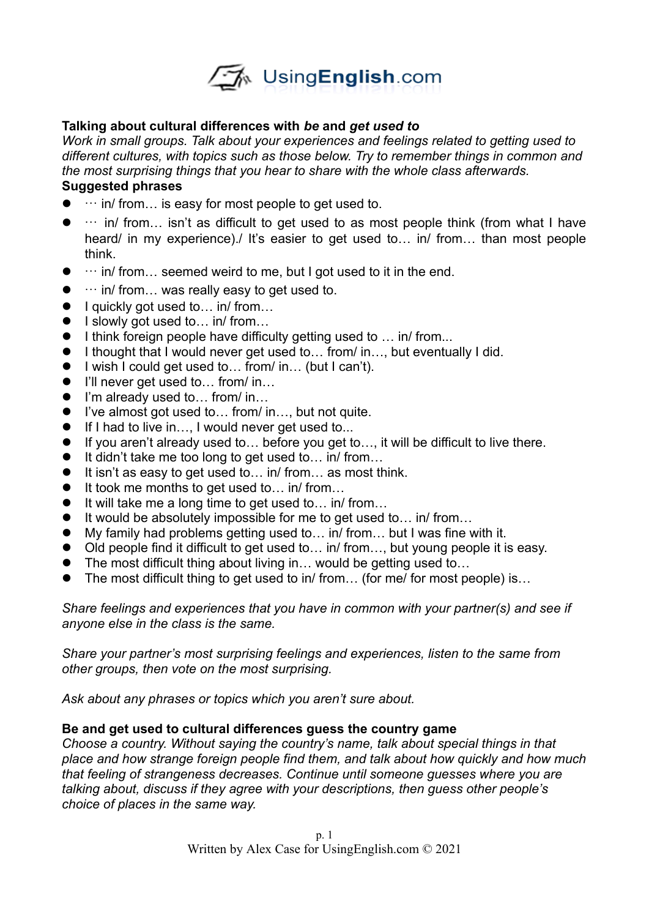**Talking about cultural differences with *be* and *get used to***

*Work in small groups. Talk about your experiences and feelings related to getting used to different cultures, with topics such as those below. Try to remember things in common and the most surprising things that you hear to share with the whole class afterwards.*

**Suggested phrases**

- … in/ from… is easy for most people to get used to.
- … in/ from… isn't as difficult to get used to as most people think (from what I have heard/ in my experience)./ It's easier to get used to… in/ from… than most people think.
- … in/ from… seemed weird to me, but I got used to it in the end.
- … in/ from… was really easy to get used to.
- I quickly got used to… in/ from…
- I slowly got used to… in/ from…
- I think foreign people have difficulty getting used to … in/ from...
- I thought that I would never get used to… from/ in…, but eventually I did.
- I wish I could get used to… from/ in… (but I can't).
- I'll never get used to… from/ in…
- I'm already used to… from/ in…
- I've almost got used to… from/ in…, but not quite.
- If I had to live in…, I would never get used to...
- If you aren't already used to… before you get to…, it will be difficult to live there.
- It didn't take me too long to get used to… in/ from…
- It isn't as easy to get used to… in/ from… as most think.
- It took me months to get used to… in/ from…
- It will take me a long time to get used to… in/ from…
- It would be absolutely impossible for me to get used to… in/ from…
- My family had problems getting used to… in/ from… but I was fine with it.
- Old people find it difficult to get used to… in/ from…, but young people it is easy.
- The most difficult thing about living in… would be getting used to…
- The most difficult thing to get used to in/ from… (for me/ for most people) is…

*Share feelings and experiences that you have in common with your partner(s) and see if anyone else in the class is the same.*

*Share your partner's most surprising feelings and experiences, listen to the same from other groups, then vote on the most surprising.*

*Ask about any phrases or topics which you aren't sure about.*

**Be and get used to cultural differences guess the country game**

*Choose a country. Without saying the country's name, talk about special things in that place and how strange foreign people find them, and talk about how quickly and how much that feeling of strangeness decreases. Continue until someone guesses where you are talking about, discuss if they agree with your descriptions, then guess other people's choice of places in the same way.*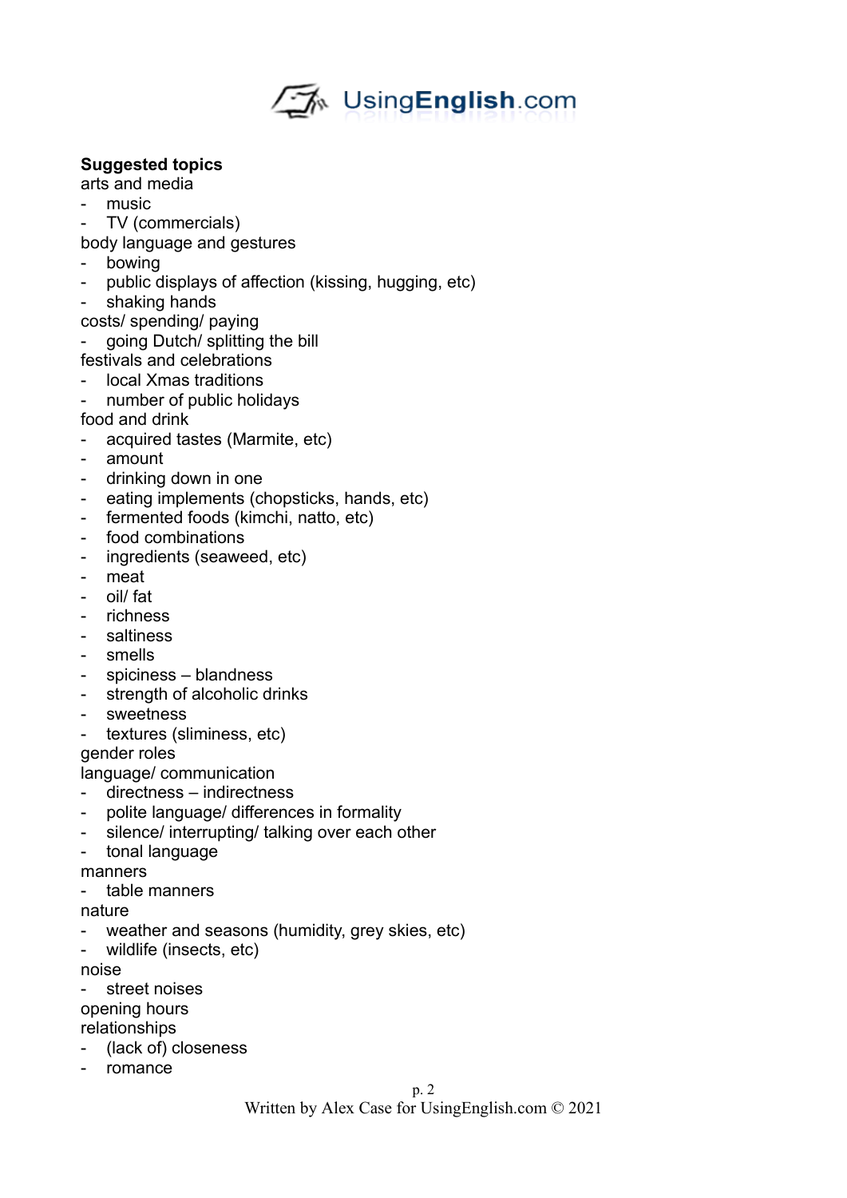**Suggested topics**

arts and media
- music
- TV (commercials)

body language and gestures
- bowing
- public displays of affection (kissing, hugging, etc)
- shaking hands

costs/ spending/ paying
- going Dutch/ splitting the bill

festivals and celebrations
- local Xmas traditions
- number of public holidays

food and drink
- acquired tastes (Marmite, etc)
- amount
- drinking down in one
- eating implements (chopsticks, hands, etc)
- fermented foods (kimchi, natto, etc)
- food combinations
- ingredients (seaweed, etc)
- meat
- oil/ fat
- richness
- saltiness
- smells
- spiciness – blandness
- strength of alcoholic drinks
- sweetness
- textures (sliminess, etc)

gender roles

language/ communication
- directness – indirectness
- polite language/ differences in formality
- silence/ interrupting/ talking over each other
- tonal language

manners
- table manners

nature
- weather and seasons (humidity, grey skies, etc)
- wildlife (insects, etc)

noise
- street noises

opening hours

relationships
- (lack of) closeness
- romance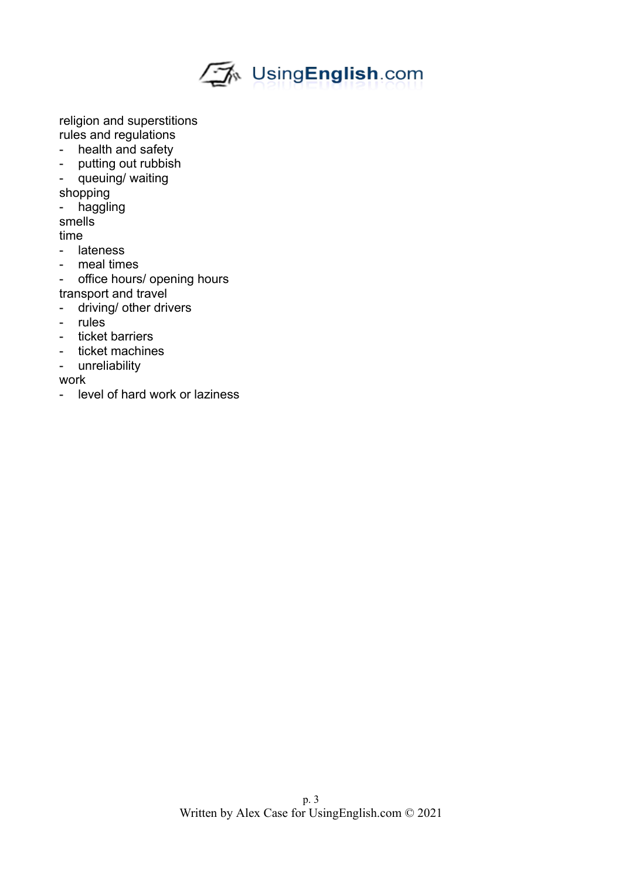religion and superstitions
rules and regulations
- health and safety
- putting out rubbish
- queuing/ waiting

shopping
- haggling

smells
time
- lateness
- meal times
- office hours/ opening hours

transport and travel
- driving/ other drivers
- rules
- ticket barriers
- ticket machines
- unreliability

work
- level of hard work or laziness